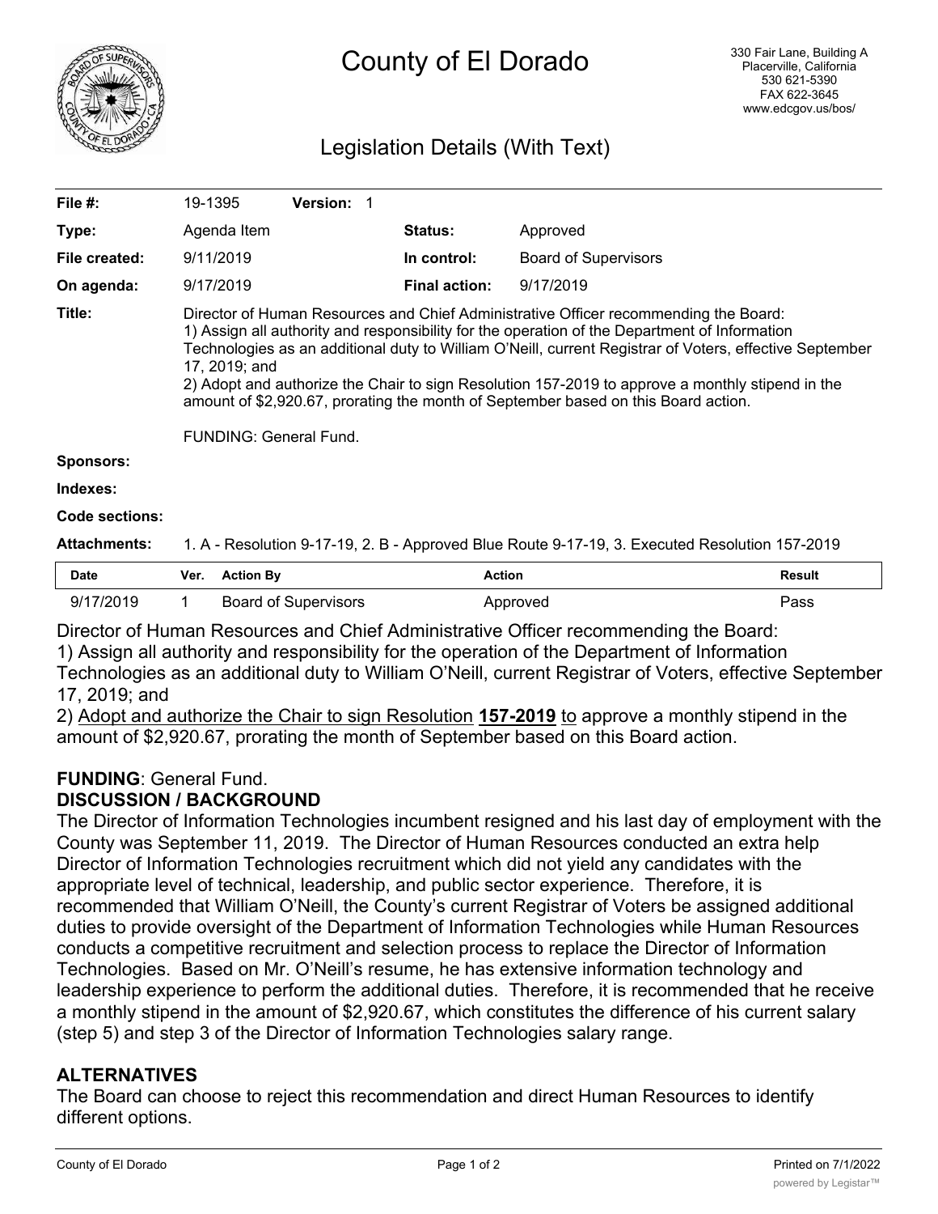# County of El Dorado

330 Fair Lane, Building A
Placerville, California
530 621-5390
FAX 622-3645
www.edcgov.us/bos/

## Legislation Details (With Text)

| | | | |
|---|---|---|---|
| **File #:** | 19-1395 **Version:** 1 | | |
| **Type:** | Agenda Item | **Status:** | Approved |
| **File created:** | 9/11/2019 | **In control:** | Board of Supervisors |
| **On agenda:** | 9/17/2019 | **Final action:** | 9/17/2019 |

**Title:** Director of Human Resources and Chief Administrative Officer recommending the Board:
1) Assign all authority and responsibility for the operation of the Department of Information Technologies as an additional duty to William O'Neill, current Registrar of Voters, effective September 17, 2019; and
2) Adopt and authorize the Chair to sign Resolution 157-2019 to approve a monthly stipend in the amount of $2,920.67, prorating the month of September based on this Board action.

FUNDING: General Fund.

**Sponsors:**

**Indexes:**

**Code sections:**

**Attachments:** 1. A - Resolution 9-17-19, 2. B - Approved Blue Route 9-17-19, 3. Executed Resolution 157-2019

| Date | Ver. | Action By | Action | Result |
|---|---|---|---|---|
| 9/17/2019 | 1 | Board of Supervisors | Approved | Pass |

Director of Human Resources and Chief Administrative Officer recommending the Board:
1) Assign all authority and responsibility for the operation of the Department of Information Technologies as an additional duty to William O'Neill, current Registrar of Voters, effective September 17, 2019; and
2) Adopt and authorize the Chair to sign Resolution **157-2019** to approve a monthly stipend in the amount of $2,920.67, prorating the month of September based on this Board action.

**FUNDING**: General Fund.

**DISCUSSION / BACKGROUND**

The Director of Information Technologies incumbent resigned and his last day of employment with the County was September 11, 2019. The Director of Human Resources conducted an extra help Director of Information Technologies recruitment which did not yield any candidates with the appropriate level of technical, leadership, and public sector experience. Therefore, it is recommended that William O'Neill, the County's current Registrar of Voters be assigned additional duties to provide oversight of the Department of Information Technologies while Human Resources conducts a competitive recruitment and selection process to replace the Director of Information Technologies. Based on Mr. O'Neill's resume, he has extensive information technology and leadership experience to perform the additional duties. Therefore, it is recommended that he receive a monthly stipend in the amount of $2,920.67, which constitutes the difference of his current salary (step 5) and step 3 of the Director of Information Technologies salary range.

**ALTERNATIVES**

The Board can choose to reject this recommendation and direct Human Resources to identify different options.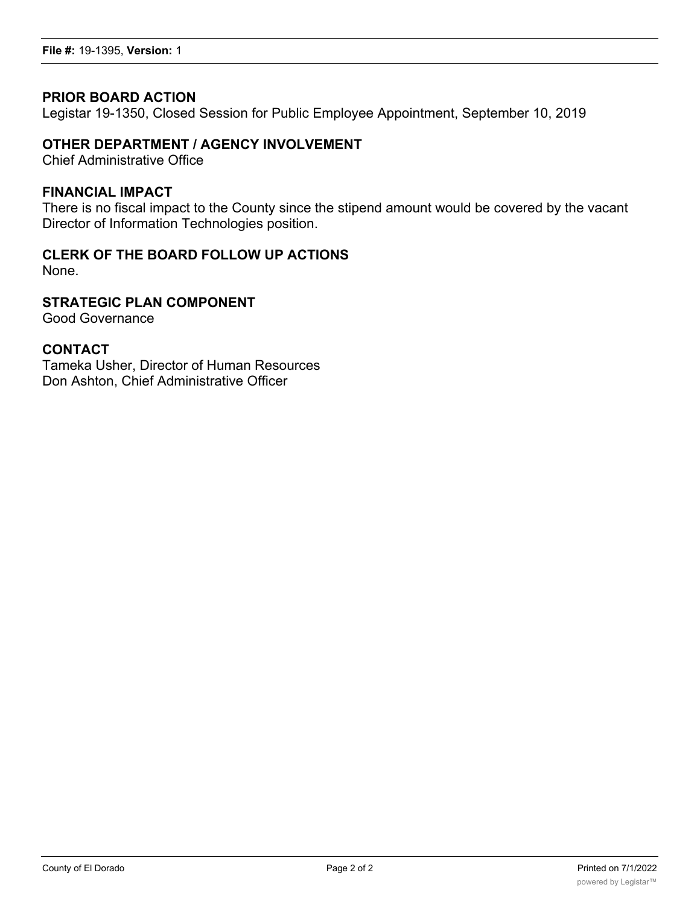## PRIOR BOARD ACTION

Legistar 19-1350, Closed Session for Public Employee Appointment, September 10, 2019

## OTHER DEPARTMENT / AGENCY INVOLVEMENT

Chief Administrative Office

## FINANCIAL IMPACT

There is no fiscal impact to the County since the stipend amount would be covered by the vacant Director of Information Technologies position.

## CLERK OF THE BOARD FOLLOW UP ACTIONS

None.

## STRATEGIC PLAN COMPONENT

Good Governance

## CONTACT

Tameka Usher, Director of Human Resources
Don Ashton, Chief Administrative Officer